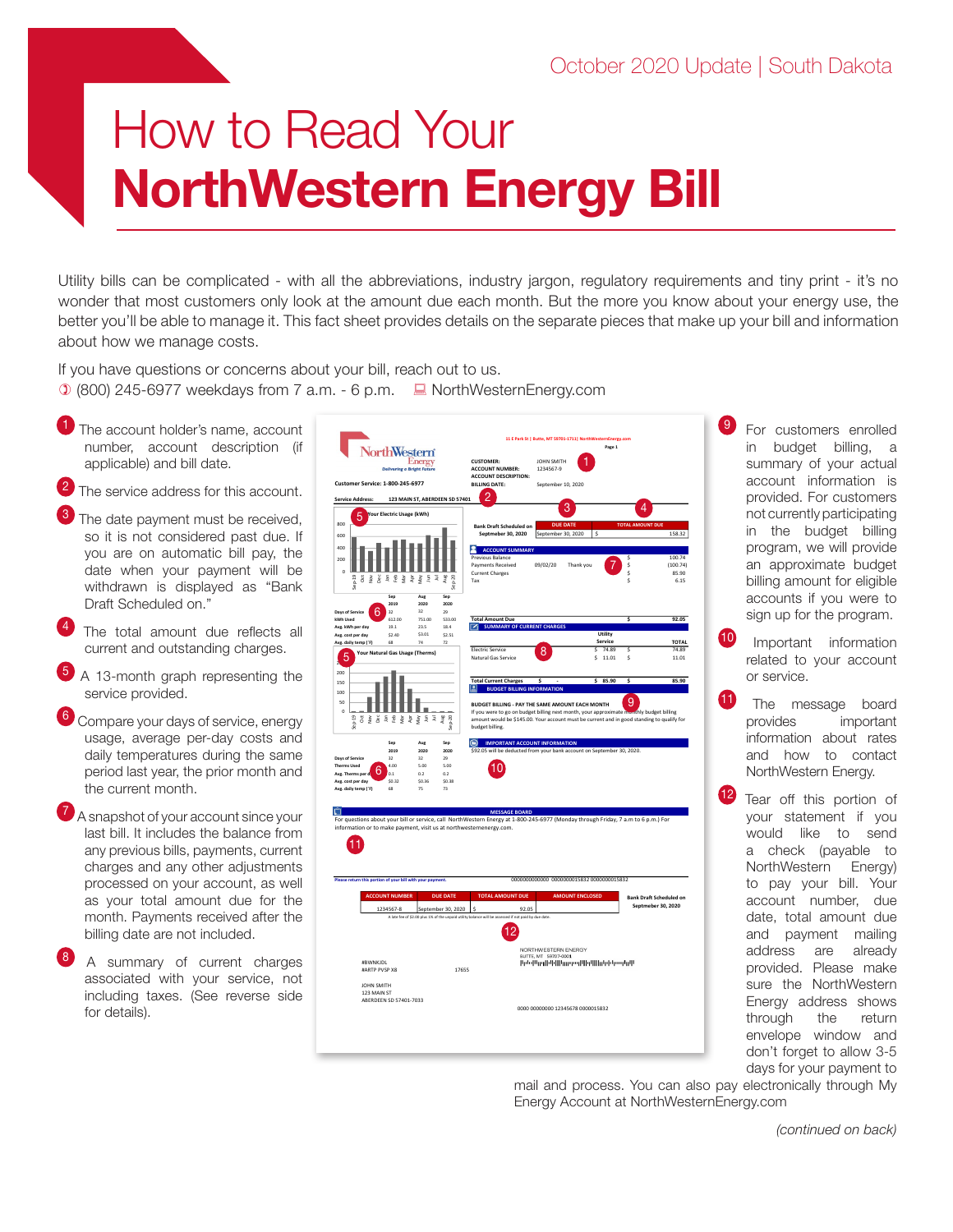October 2020 Update | South Dakota

# How to Read Your **NorthWestern Energy Bill**

Utility bills can be complicated - with all the abbreviations, industry jargon, regulatory requirements and tiny print - it's no wonder that most customers only look at the amount due each month. But the more you know about your energy use, the better you'll be able to manage it. This fact sheet provides details on the separate pieces that make up your bill and information about how we manage costs.

If you have questions or concerns about your bill, reach out to us.
(800) 245-6977 weekdays from 7 a.m. - 6 p.m. NorthWesternEnergy.com

1. The account holder's name, account number, account description (if applicable) and bill date.
2. The service address for this account.
3. The date payment must be received, so it is not considered past due. If you are on automatic bill pay, the date when your payment will be withdrawn is displayed as "Bank Draft Scheduled on."
4. The total amount due reflects all current and outstanding charges.
5. A 13-month graph representing the service provided.
6. Compare your days of service, energy usage, average per-day costs and daily temperatures during the same period last year, the prior month and the current month.
7. A snapshot of your account since your last bill. It includes the balance from any previous bills, payments, current charges and any other adjustments processed on your account, as well as your total amount due for the month. Payments received after the billing date are not included.
8. A summary of current charges associated with your service, not including taxes. (See reverse side for details).
9. For customers enrolled in budget billing, a summary of your actual account information is provided. For customers not currently participating in the budget billing program, we will provide an approximate budget billing amount for eligible accounts if you were to sign up for the program.
10. Important information related to your account or service.
11. The message board provides important information about rates and how to contact NorthWestern Energy.
12. Tear off this portion of your statement if you would like to send a check (payable to NorthWestern Energy) to pay your bill. Your account number, due date, total amount due and payment mailing address are already provided. Please make sure the NorthWestern Energy address shows through the return envelope window and don't forget to allow 3-5 days for your payment to mail and process. You can also pay electronically through My Energy Account at NorthWesternEnergy.com

*(continued on back)*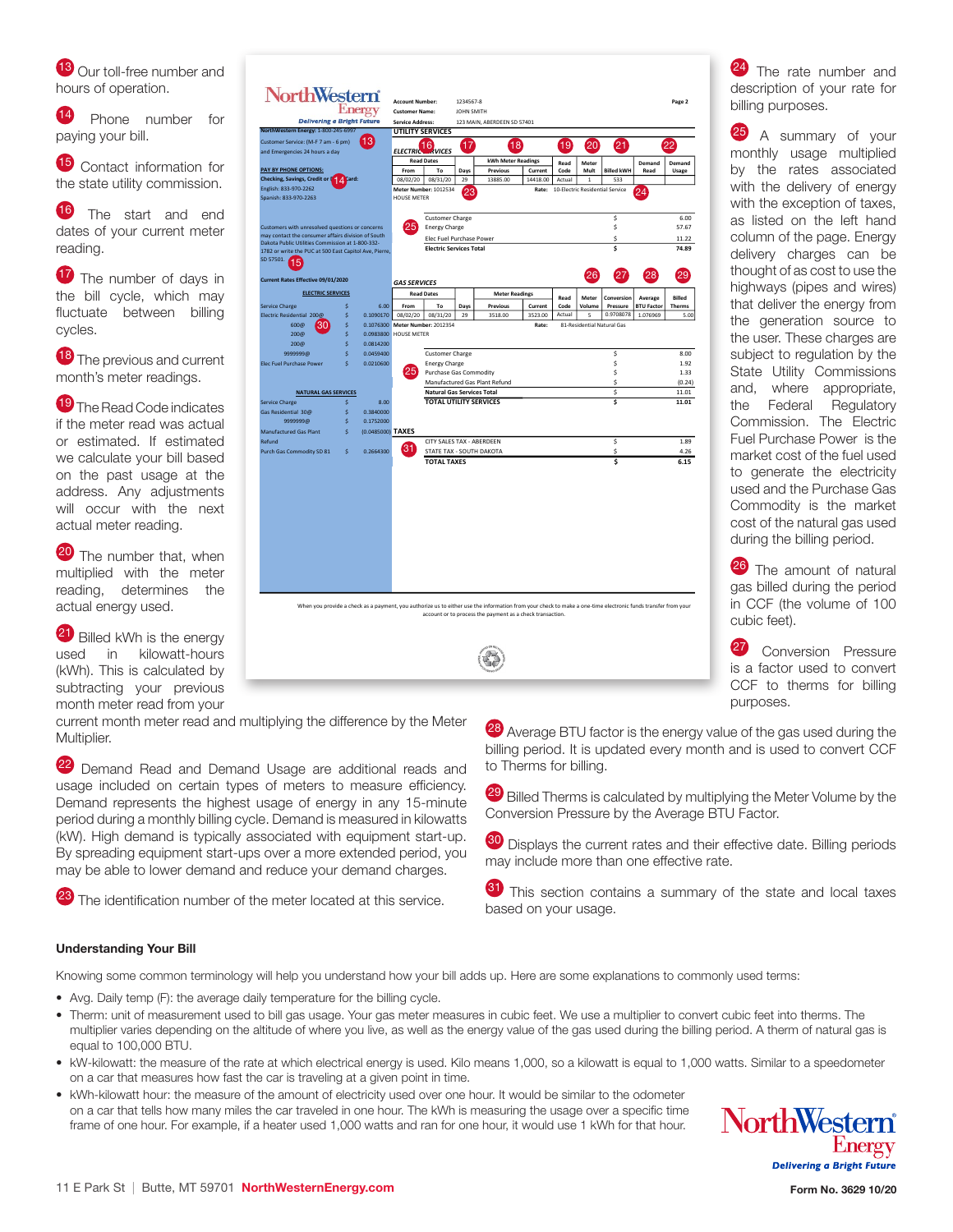13 Our toll-free number and hours of operation.

14 Phone number for paying your bill.

15 Contact information for the state utility commission.

16 The start and end dates of your current meter reading.

17 The number of days in the bill cycle, which may fluctuate between billing cycles.

18 The previous and current month's meter readings.

19 The Read Code indicates if the meter read was actual or estimated. If estimated we calculate your bill based on the past usage at the address. Any adjustments will occur with the next actual meter reading.

20 The number that, when multiplied with the meter reading, determines the actual energy used.

21 Billed kWh is the energy used in kilowatt-hours (kWh). This is calculated by subtracting your previous month meter read from your current month meter read and multiplying the difference by the Meter Multiplier.

22 Demand Read and Demand Usage are additional reads and usage included on certain types of meters to measure efficiency. Demand represents the highest usage of energy in any 15-minute period during a monthly billing cycle. Demand is measured in kilowatts (kW). High demand is typically associated with equipment start-up. By spreading equipment start-ups over a more extended period, you may be able to lower demand and reduce your demand charges.

23 The identification number of the meter located at this service.

24 The rate number and description of your rate for billing purposes.

25 A summary of your monthly usage multiplied by the rates associated with the exception of taxes, as listed on the left hand column of the page. Energy delivery charges can be thought of as cost to use the highways (pipes and wires) that deliver the energy from the generation source to the user. These charges are subject to regulation by the State Utility Commissions and, where appropriate, the Federal Regulatory Commission. The Electric Fuel Purchase Power is the market cost of the fuel used to generate the electricity used and the Purchase Gas Commodity is the market cost of the natural gas used during the billing period.

26 The amount of natural gas billed during the period in CCF (the volume of 100 cubic feet).

27 Conversion Pressure is a factor used to convert CCF to therms for billing purposes.

28 Average BTU factor is the energy value of the gas used during the billing period. It is updated every month and is used to convert CCF to Therms for billing.

29 Billed Therms is calculated by multiplying the Meter Volume by the Conversion Pressure by the Average BTU Factor.

30 Displays the current rates and their effective date. Billing periods may include more than one effective rate.

31 This section contains a summary of the state and local taxes based on your usage.

### Understanding Your Bill

Knowing some common terminology will help you understand how your bill adds up. Here are some explanations to commonly used terms:

- Avg. Daily temp (F): the average daily temperature for the billing cycle.
- Therm: unit of measurement used to bill gas usage. Your gas meter measures in cubic feet. We use a multiplier to convert cubic feet into therms. The multiplier varies depending on the altitude of where you live, as well as the energy value of the gas used during the billing period. A therm of natural gas is equal to 100,000 BTU.
- kW-kilowatt: the measure of the rate at which electrical energy is used. Kilo means 1,000, so a kilowatt is equal to 1,000 watts. Similar to a speedometer on a car that measures how fast the car is traveling at a given point in time.
- kWh-kilowatt hour: the measure of the amount of electricity used over one hour. It would be similar to the odometer on a car that tells how many miles the car traveled in one hour. The kWh is measuring the usage over a specific time frame of one hour. For example, if a heater used 1,000 watts and ran for one hour, it would use 1 kWh for that hour.

NorthWestern Energy
*Delivering a Bright Future*

11 E Park St | Butte, MT 59701 **NorthWesternEnergy.com**

**Form No. 3629 10/20**